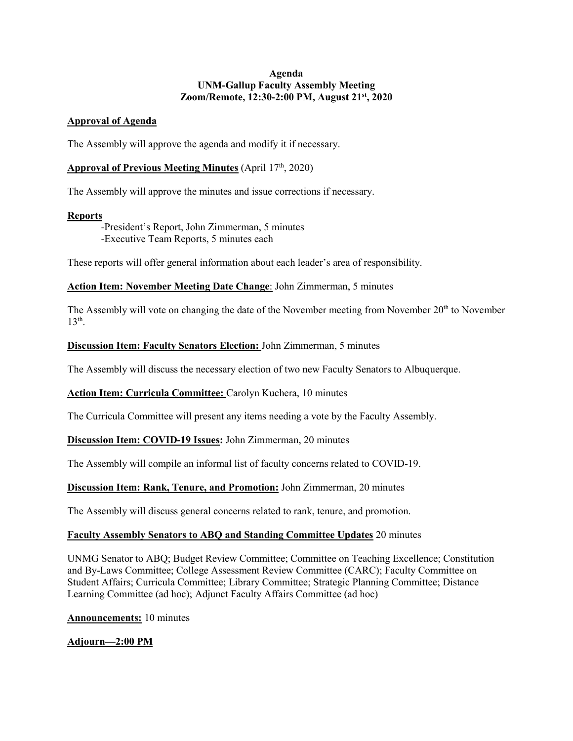**Agenda**
**UNM-Gallup Faculty Assembly Meeting**
**Zoom/Remote, 12:30-2:00 PM, August 21st, 2020**

**Approval of Agenda**

The Assembly will approve the agenda and modify it if necessary.

**Approval of Previous Meeting Minutes** (April 17th, 2020)

The Assembly will approve the minutes and issue corrections if necessary.

**Reports**

-President's Report, John Zimmerman, 5 minutes
-Executive Team Reports, 5 minutes each

These reports will offer general information about each leader's area of responsibility.

**Action Item: November Meeting Date Change**: John Zimmerman, 5 minutes

The Assembly will vote on changing the date of the November meeting from November 20th to November 13th.

**Discussion Item: Faculty Senators Election:** John Zimmerman, 5 minutes

The Assembly will discuss the necessary election of two new Faculty Senators to Albuquerque.

**Action Item: Curricula Committee:** Carolyn Kuchera, 10 minutes

The Curricula Committee will present any items needing a vote by the Faculty Assembly.

**Discussion Item: COVID-19 Issues:** John Zimmerman, 20 minutes

The Assembly will compile an informal list of faculty concerns related to COVID-19.

**Discussion Item: Rank, Tenure, and Promotion:** John Zimmerman, 20 minutes

The Assembly will discuss general concerns related to rank, tenure, and promotion.

**Faculty Assembly Senators to ABQ and Standing Committee Updates** 20 minutes

UNMG Senator to ABQ; Budget Review Committee; Committee on Teaching Excellence; Constitution and By-Laws Committee; College Assessment Review Committee (CARC); Faculty Committee on Student Affairs; Curricula Committee; Library Committee; Strategic Planning Committee; Distance Learning Committee (ad hoc); Adjunct Faculty Affairs Committee (ad hoc)

**Announcements:** 10 minutes

**Adjourn—2:00 PM**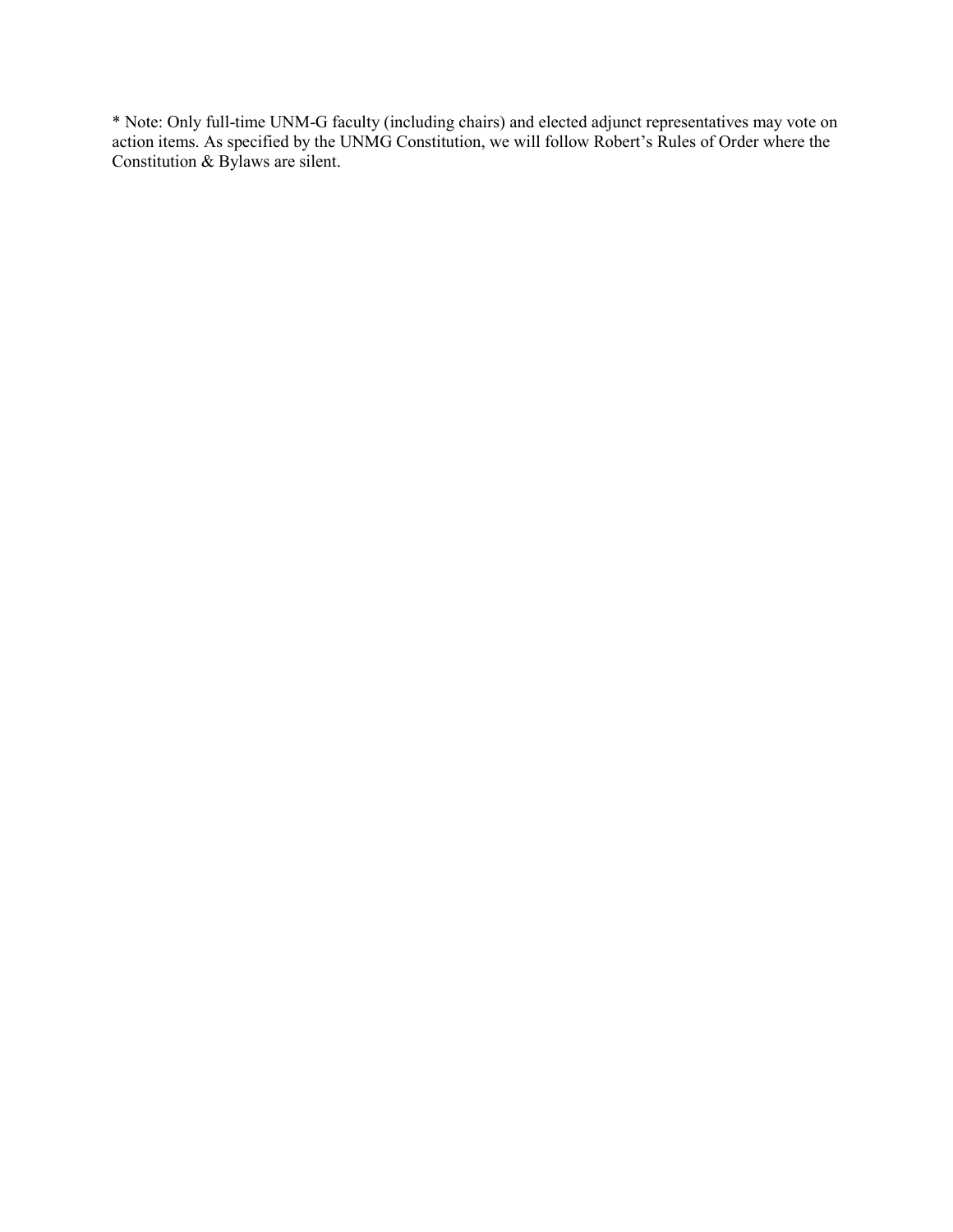* Note: Only full-time UNM-G faculty (including chairs) and elected adjunct representatives may vote on action items. As specified by the UNMG Constitution, we will follow Robert's Rules of Order where the Constitution & Bylaws are silent.